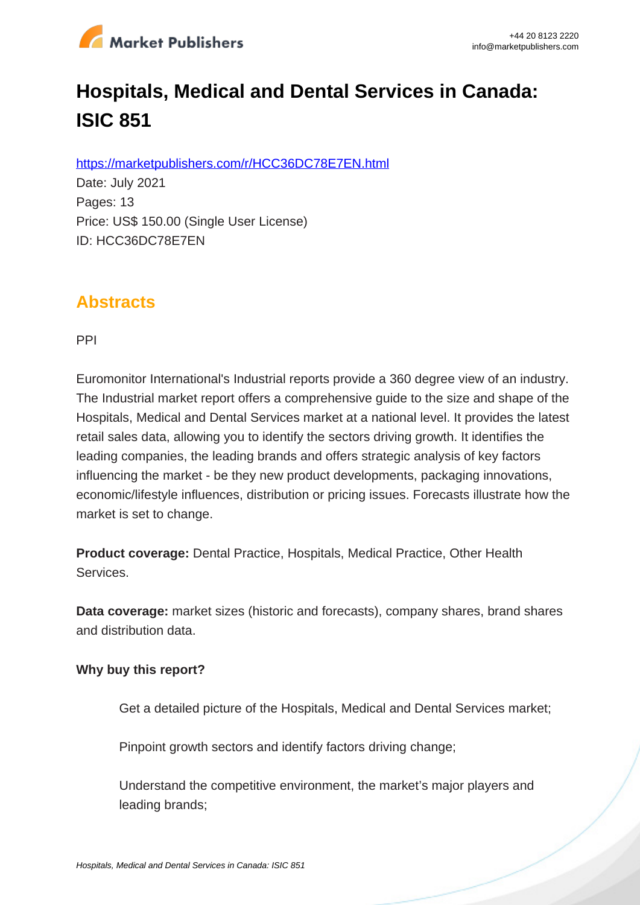# Hospitals, Medical and Dental Services in Canada: ISIC 851

https://marketpublishers.com/r/HCC36DC78E7EN.html

Date: July 2021

Pages: 13

Price: US$ 150.00 (Single User License)

ID: HCC36DC78E7EN

## Abstracts

PPI

Euromonitor International's Industrial reports provide a 360 degree view of an industry. The Industrial market report offers a comprehensive guide to the size and shape of the Hospitals, Medical and Dental Services market at a national level. It provides the latest retail sales data, allowing you to identify the sectors driving growth. It identifies the leading companies, the leading brands and offers strategic analysis of key factors influencing the market - be they new product developments, packaging innovations, economic/lifestyle influences, distribution or pricing issues. Forecasts illustrate how the market is set to change.

**Product coverage:** Dental Practice, Hospitals, Medical Practice, Other Health Services.

**Data coverage:** market sizes (historic and forecasts), company shares, brand shares and distribution data.

**Why buy this report?**

- Get a detailed picture of the Hospitals, Medical and Dental Services market;
- Pinpoint growth sectors and identify factors driving change;
- Understand the competitive environment, the market's major players and leading brands;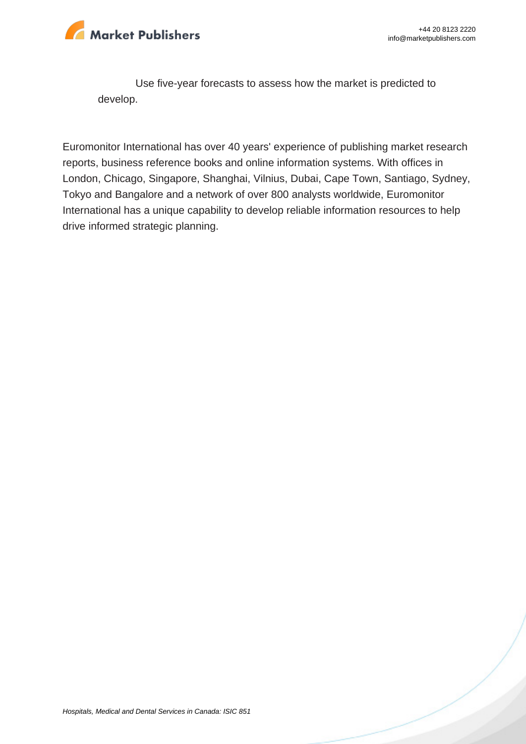Use five-year forecasts to assess how the market is predicted to develop.

Euromonitor International has over 40 years' experience of publishing market research reports, business reference books and online information systems. With offices in London, Chicago, Singapore, Shanghai, Vilnius, Dubai, Cape Town, Santiago, Sydney, Tokyo and Bangalore and a network of over 800 analysts worldwide, Euromonitor International has a unique capability to develop reliable information resources to help drive informed strategic planning.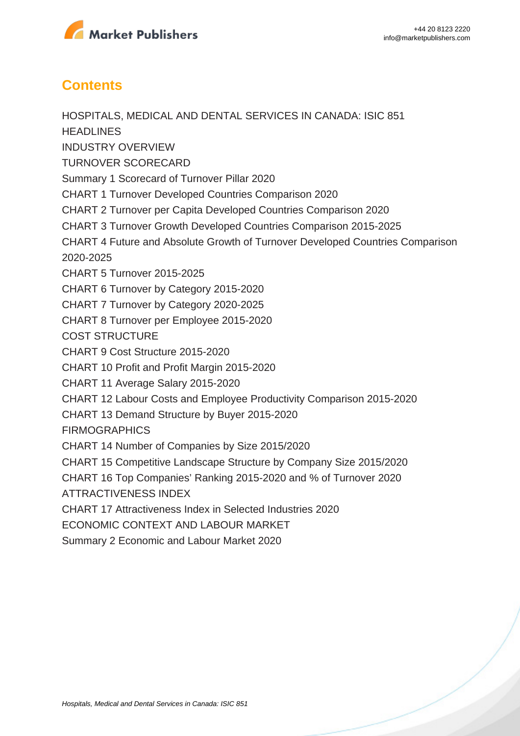## Contents

HOSPITALS, MEDICAL AND DENTAL SERVICES IN CANADA: ISIC 851

HEADLINES

INDUSTRY OVERVIEW

TURNOVER SCORECARD

Summary 1 Scorecard of Turnover Pillar 2020

CHART 1 Turnover Developed Countries Comparison 2020

CHART 2 Turnover per Capita Developed Countries Comparison 2020

CHART 3 Turnover Growth Developed Countries Comparison 2015-2025

CHART 4 Future and Absolute Growth of Turnover Developed Countries Comparison 2020-2025

CHART 5 Turnover 2015-2025

CHART 6 Turnover by Category 2015-2020

CHART 7 Turnover by Category 2020-2025

CHART 8 Turnover per Employee 2015-2020

COST STRUCTURE

CHART 9 Cost Structure 2015-2020

CHART 10 Profit and Profit Margin 2015-2020

CHART 11 Average Salary 2015-2020

CHART 12 Labour Costs and Employee Productivity Comparison 2015-2020

CHART 13 Demand Structure by Buyer 2015-2020

FIRMOGRAPHICS

CHART 14 Number of Companies by Size 2015/2020

CHART 15 Competitive Landscape Structure by Company Size 2015/2020

CHART 16 Top Companies' Ranking 2015-2020 and % of Turnover 2020

ATTRACTIVENESS INDEX

CHART 17 Attractiveness Index in Selected Industries 2020

ECONOMIC CONTEXT AND LABOUR MARKET

Summary 2 Economic and Labour Market 2020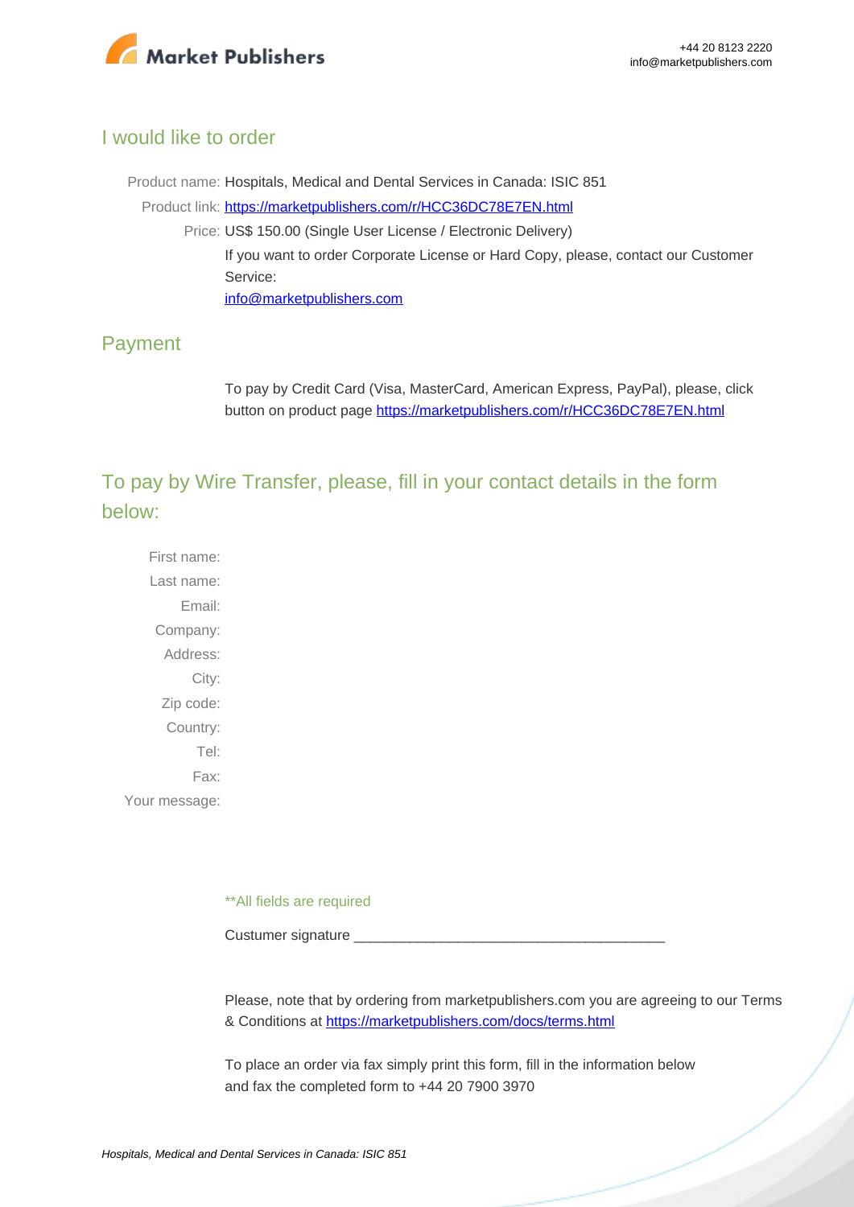## I would like to order

Product name: Hospitals, Medical and Dental Services in Canada: ISIC 851

Product link: [https://marketpublishers.com/r/HCC36DC78E7EN.html](https://marketpublishers.com/r/HCC36DC78E7EN.html)

Price: US$ 150.00 (Single User License / Electronic Delivery)

If you want to order Corporate License or Hard Copy, please, contact our Customer Service:

[info@marketpublishers.com](mailto:info@marketpublishers.com)

## Payment

To pay by Credit Card (Visa, MasterCard, American Express, PayPal), please, click button on product page [https://marketpublishers.com/r/HCC36DC78E7EN.html](https://marketpublishers.com/r/HCC36DC78E7EN.html)

## To pay by Wire Transfer, please, fill in your contact details in the form below:

First name:

Last name:

Email:

Company:

Address:

City:

Zip code:

Country:

Tel:

Fax:

Your message:

**All fields are required

Custumer signature _______________________________________

Please, note that by ordering from marketpublishers.com you are agreeing to our Terms & Conditions at [https://marketpublishers.com/docs/terms.html](https://marketpublishers.com/docs/terms.html)

To place an order via fax simply print this form, fill in the information below and fax the completed form to +44 20 7900 3970